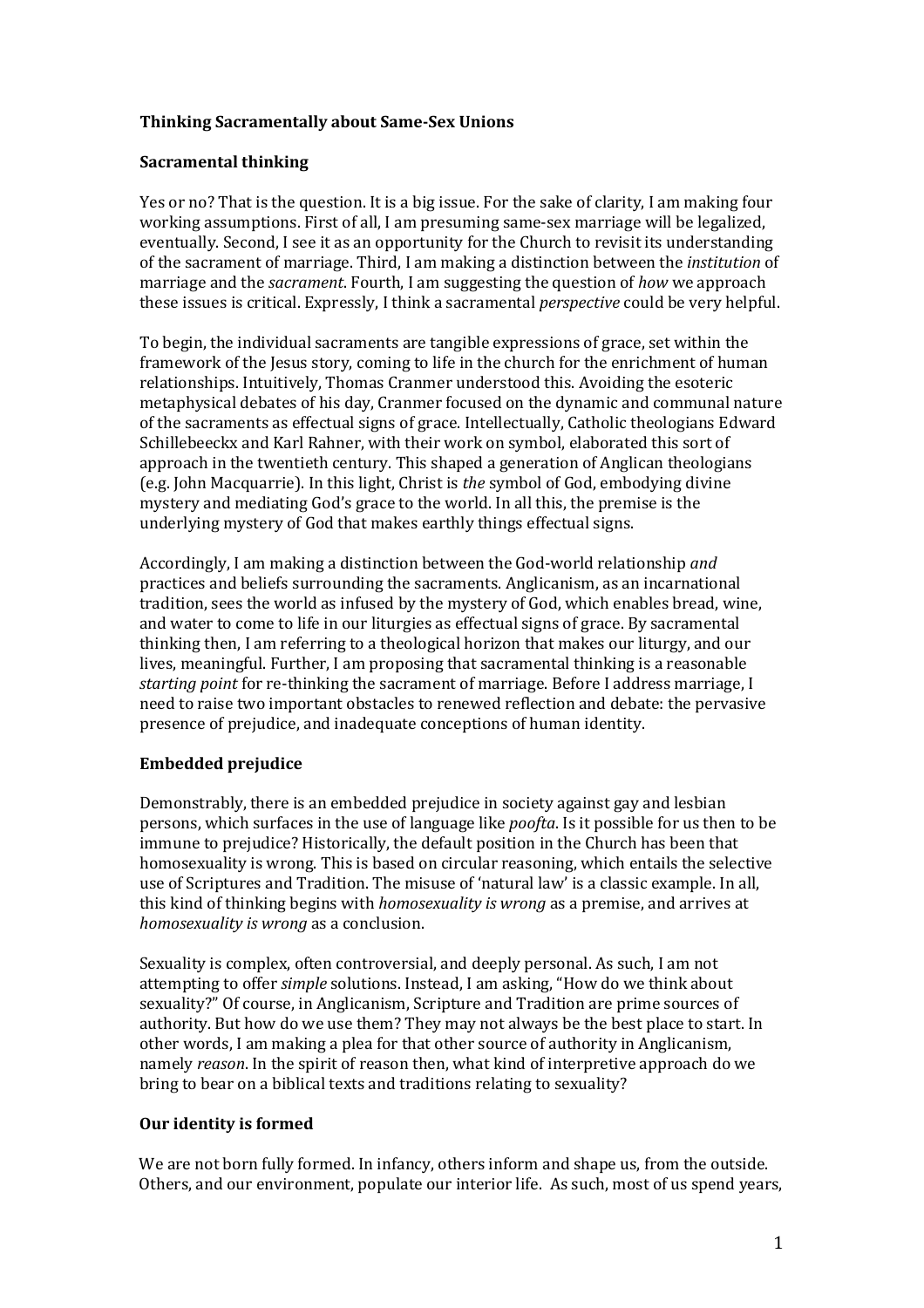# Thinking Sacramentally about Same-Sex Unions

## Sacramental thinking

Yes or no? That is the question. It is a big issue. For the sake of clarity, I am making four working assumptions. First of all, I am presuming same-sex marriage will be legalized, eventually. Second, I see it as an opportunity for the Church to revisit its understanding of the sacrament of marriage. Third, I am making a distinction between the *institution* of marriage and the *sacrament*. Fourth, I am suggesting the question of *how* we approach these issues is critical. Expressly, I think a sacramental *perspective* could be very helpful.

To begin, the individual sacraments are tangible expressions of grace, set within the framework of the Jesus story, coming to life in the church for the enrichment of human relationships. Intuitively, Thomas Cranmer understood this. Avoiding the esoteric metaphysical debates of his day, Cranmer focused on the dynamic and communal nature of the sacraments as effectual signs of grace. Intellectually, Catholic theologians Edward Schillebeeckx and Karl Rahner, with their work on symbol, elaborated this sort of approach in the twentieth century. This shaped a generation of Anglican theologians (e.g. John Macquarrie). In this light, Christ is *the* symbol of God, embodying divine mystery and mediating God's grace to the world. In all this, the premise is the underlying mystery of God that makes earthly things effectual signs.

Accordingly, I am making a distinction between the God-world relationship *and* practices and beliefs surrounding the sacraments. Anglicanism, as an incarnational tradition, sees the world as infused by the mystery of God, which enables bread, wine, and water to come to life in our liturgies as effectual signs of grace. By sacramental thinking then, I am referring to a theological horizon that makes our liturgy, and our lives, meaningful. Further, I am proposing that sacramental thinking is a reasonable *starting point* for re-thinking the sacrament of marriage. Before I address marriage, I need to raise two important obstacles to renewed reflection and debate: the pervasive presence of prejudice, and inadequate conceptions of human identity.

## Embedded prejudice

Demonstrably, there is an embedded prejudice in society against gay and lesbian persons, which surfaces in the use of language like *poofta*. Is it possible for us then to be immune to prejudice? Historically, the default position in the Church has been that homosexuality is wrong. This is based on circular reasoning, which entails the selective use of Scriptures and Tradition. The misuse of 'natural law' is a classic example. In all, this kind of thinking begins with *homosexuality is wrong* as a premise, and arrives at *homosexuality is wrong* as a conclusion.

Sexuality is complex, often controversial, and deeply personal. As such, I am not attempting to offer *simple* solutions. Instead, I am asking, "How do we think about sexuality?" Of course, in Anglicanism, Scripture and Tradition are prime sources of authority. But how do we use them? They may not always be the best place to start. In other words, I am making a plea for that other source of authority in Anglicanism, namely *reason*. In the spirit of reason then, what kind of interpretive approach do we bring to bear on a biblical texts and traditions relating to sexuality?

## Our identity is formed

We are not born fully formed. In infancy, others inform and shape us, from the outside. Others, and our environment, populate our interior life. As such, most of us spend years,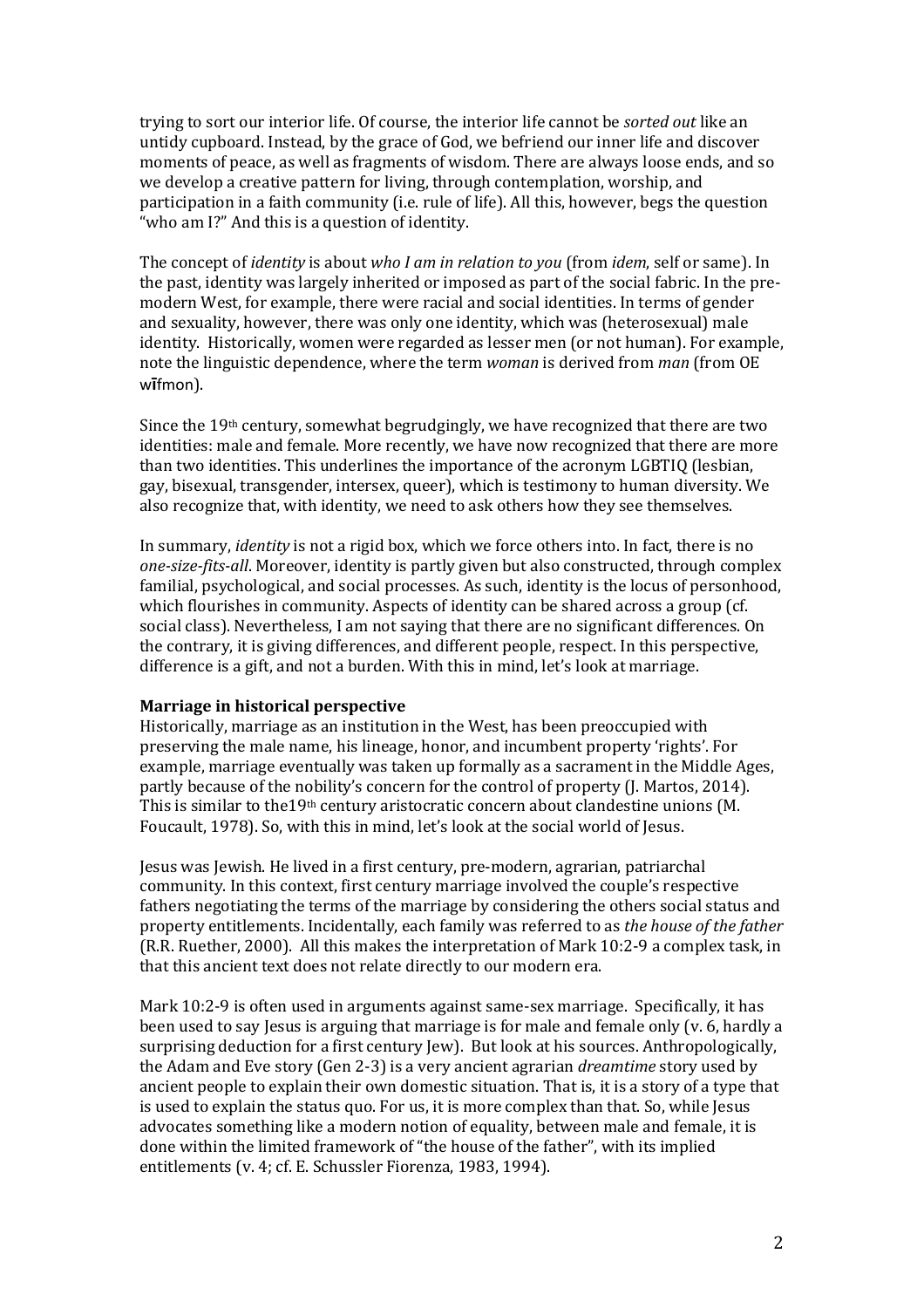trying to sort our interior life. Of course, the interior life cannot be *sorted out* like an untidy cupboard. Instead, by the grace of God, we befriend our inner life and discover moments of peace, as well as fragments of wisdom. There are always loose ends, and so we develop a creative pattern for living, through contemplation, worship, and participation in a faith community (i.e. rule of life). All this, however, begs the question "who am I?" And this is a question of identity.

The concept of *identity* is about *who I am in relation to you* (from *idem*, self or same). In the past, identity was largely inherited or imposed as part of the social fabric. In the pre-modern West, for example, there were racial and social identities. In terms of gender and sexuality, however, there was only one identity, which was (heterosexual) male identity. Historically, women were regarded as lesser men (or not human). For example, note the linguistic dependence, where the term *woman* is derived from *man* (from OE wīfmon).

Since the 19th century, somewhat begrudgingly, we have recognized that there are two identities: male and female. More recently, we have now recognized that there are more than two identities. This underlines the importance of the acronym LGBTIQ (lesbian, gay, bisexual, transgender, intersex, queer), which is testimony to human diversity. We also recognize that, with identity, we need to ask others how they see themselves.

In summary, *identity* is not a rigid box, which we force others into. In fact, there is no *one-size-fits-all*. Moreover, identity is partly given but also constructed, through complex familial, psychological, and social processes. As such, identity is the locus of personhood, which flourishes in community. Aspects of identity can be shared across a group (cf. social class). Nevertheless, I am not saying that there are no significant differences. On the contrary, it is giving differences, and different people, respect. In this perspective, difference is a gift, and not a burden. With this in mind, let's look at marriage.

**Marriage in historical perspective**

Historically, marriage as an institution in the West, has been preoccupied with preserving the male name, his lineage, honor, and incumbent property 'rights'. For example, marriage eventually was taken up formally as a sacrament in the Middle Ages, partly because of the nobility's concern for the control of property (J. Martos, 2014). This is similar to the19th century aristocratic concern about clandestine unions (M. Foucault, 1978). So, with this in mind, let's look at the social world of Jesus.

Jesus was Jewish. He lived in a first century, pre-modern, agrarian, patriarchal community. In this context, first century marriage involved the couple's respective fathers negotiating the terms of the marriage by considering the others social status and property entitlements. Incidentally, each family was referred to as *the house of the father* (R.R. Ruether, 2000). All this makes the interpretation of Mark 10:2-9 a complex task, in that this ancient text does not relate directly to our modern era.

Mark 10:2-9 is often used in arguments against same-sex marriage. Specifically, it has been used to say Jesus is arguing that marriage is for male and female only (v. 6, hardly a surprising deduction for a first century Jew). But look at his sources. Anthropologically, the Adam and Eve story (Gen 2-3) is a very ancient agrarian *dreamtime* story used by ancient people to explain their own domestic situation. That is, it is a story of a type that is used to explain the status quo. For us, it is more complex than that. So, while Jesus advocates something like a modern notion of equality, between male and female, it is done within the limited framework of "the house of the father", with its implied entitlements (v. 4; cf. E. Schussler Fiorenza, 1983, 1994).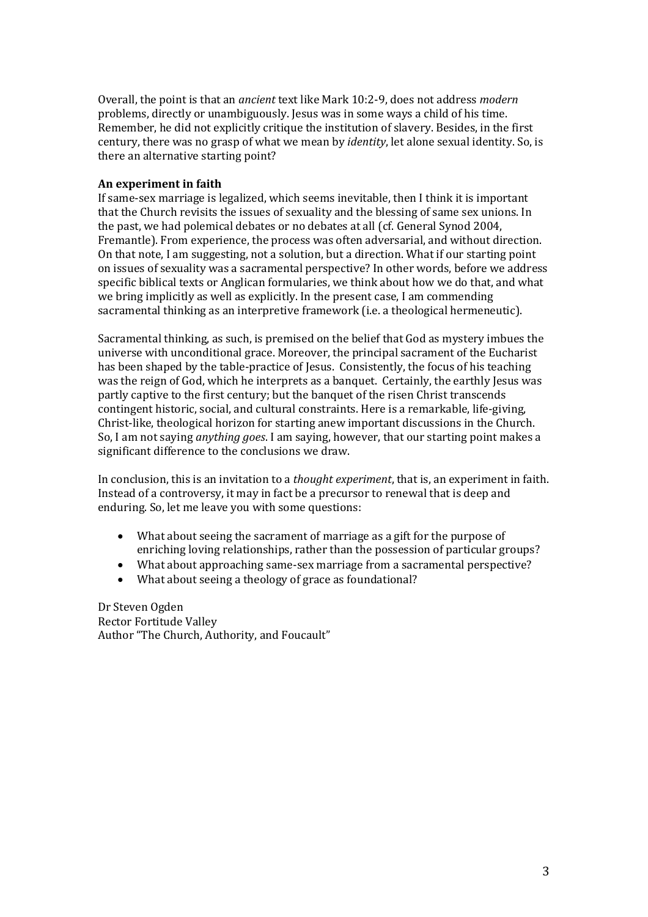Overall, the point is that an *ancient* text like Mark 10:2-9, does not address *modern* problems, directly or unambiguously. Jesus was in some ways a child of his time. Remember, he did not explicitly critique the institution of slavery. Besides, in the first century, there was no grasp of what we mean by *identity*, let alone sexual identity. So, is there an alternative starting point?

**An experiment in faith**

If same-sex marriage is legalized, which seems inevitable, then I think it is important that the Church revisits the issues of sexuality and the blessing of same sex unions. In the past, we had polemical debates or no debates at all (cf. General Synod 2004, Fremantle). From experience, the process was often adversarial, and without direction. On that note, I am suggesting, not a solution, but a direction. What if our starting point on issues of sexuality was a sacramental perspective? In other words, before we address specific biblical texts or Anglican formularies, we think about how we do that, and what we bring implicitly as well as explicitly. In the present case, I am commending sacramental thinking as an interpretive framework (i.e. a theological hermeneutic).

Sacramental thinking, as such, is premised on the belief that God as mystery imbues the universe with unconditional grace. Moreover, the principal sacrament of the Eucharist has been shaped by the table-practice of Jesus. Consistently, the focus of his teaching was the reign of God, which he interprets as a banquet. Certainly, the earthly Jesus was partly captive to the first century; but the banquet of the risen Christ transcends contingent historic, social, and cultural constraints. Here is a remarkable, life-giving, Christ-like, theological horizon for starting anew important discussions in the Church. So, I am not saying *anything goes*. I am saying, however, that our starting point makes a significant difference to the conclusions we draw.

In conclusion, this is an invitation to a *thought experiment*, that is, an experiment in faith. Instead of a controversy, it may in fact be a precursor to renewal that is deep and enduring. So, let me leave you with some questions:

- What about seeing the sacrament of marriage as a gift for the purpose of enriching loving relationships, rather than the possession of particular groups?
- What about approaching same-sex marriage from a sacramental perspective?
- What about seeing a theology of grace as foundational?

Dr Steven Ogden
Rector Fortitude Valley
Author "The Church, Authority, and Foucault"